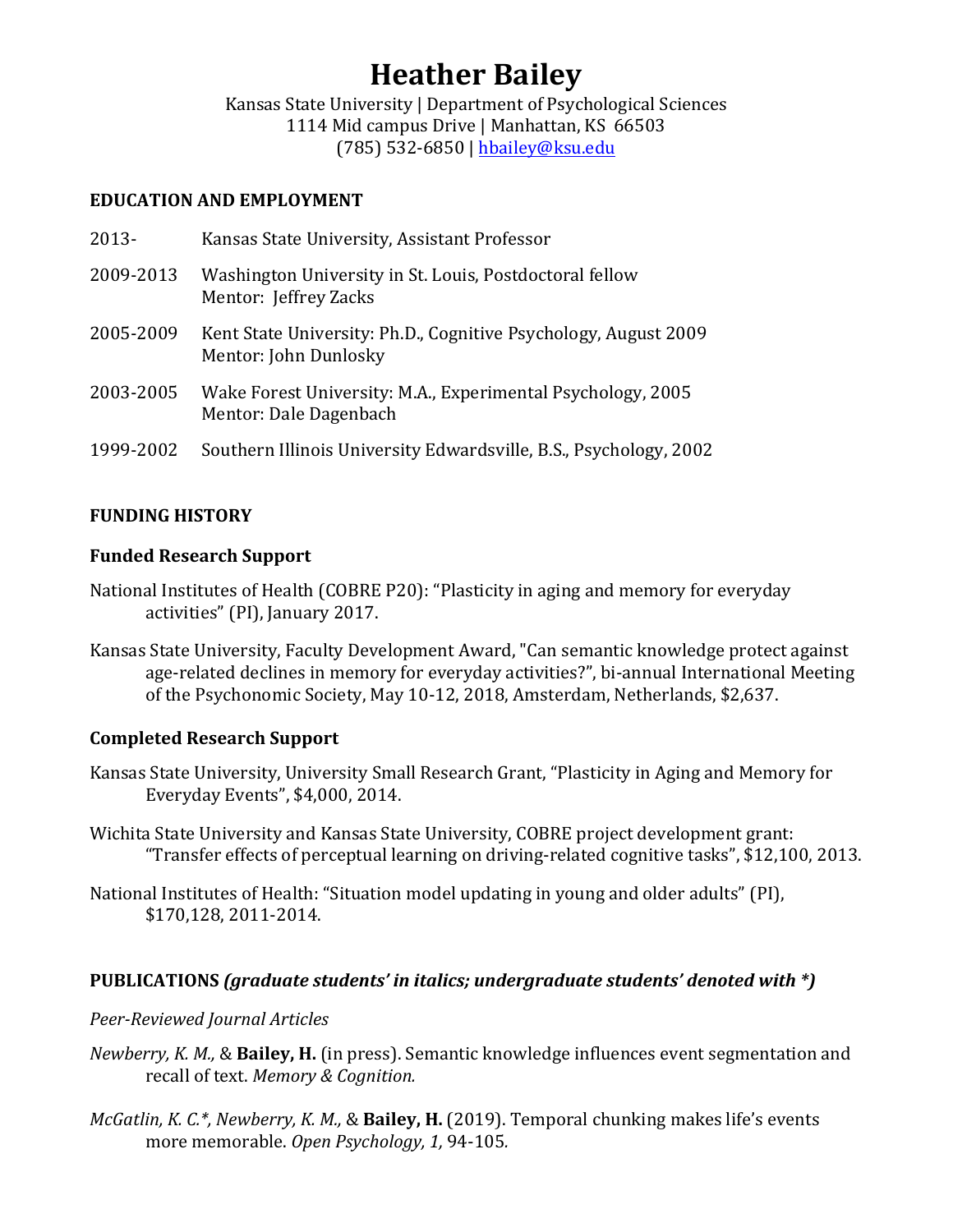# Heather Bailey

Kansas State University | Department of Psychological Sciences
1114 Mid campus Drive | Manhattan, KS 66503
(785) 532-6850 | hbailey@ksu.edu

## EDUCATION AND EMPLOYMENT

2013- Kansas State University, Assistant Professor

2009-2013 Washington University in St. Louis, Postdoctoral fellow
Mentor: Jeffrey Zacks

2005-2009 Kent State University: Ph.D., Cognitive Psychology, August 2009
Mentor: John Dunlosky

2003-2005 Wake Forest University: M.A., Experimental Psychology, 2005
Mentor: Dale Dagenbach

1999-2002 Southern Illinois University Edwardsville, B.S., Psychology, 2002

## FUNDING HISTORY

### Funded Research Support

National Institutes of Health (COBRE P20): "Plasticity in aging and memory for everyday activities" (PI), January 2017.

Kansas State University, Faculty Development Award, "Can semantic knowledge protect against age-related declines in memory for everyday activities?", bi-annual International Meeting of the Psychonomic Society, May 10-12, 2018, Amsterdam, Netherlands, $2,637.

### Completed Research Support

Kansas State University, University Small Research Grant, "Plasticity in Aging and Memory for Everyday Events", $4,000, 2014.

Wichita State University and Kansas State University, COBRE project development grant: "Transfer effects of perceptual learning on driving-related cognitive tasks", $12,100, 2013.

National Institutes of Health: "Situation model updating in young and older adults" (PI), $170,128, 2011-2014.

## PUBLICATIONS *(graduate students' in italics; undergraduate students' denoted with \*)*

*Peer-Reviewed Journal Articles*

*Newberry, K. M.,* & **Bailey, H.** (in press). Semantic knowledge influences event segmentation and recall of text. *Memory & Cognition.*

*McGatlin, K. C.\*, Newberry, K. M.,* & **Bailey, H.** (2019). Temporal chunking makes life's events more memorable. *Open Psychology, 1,* 94-105.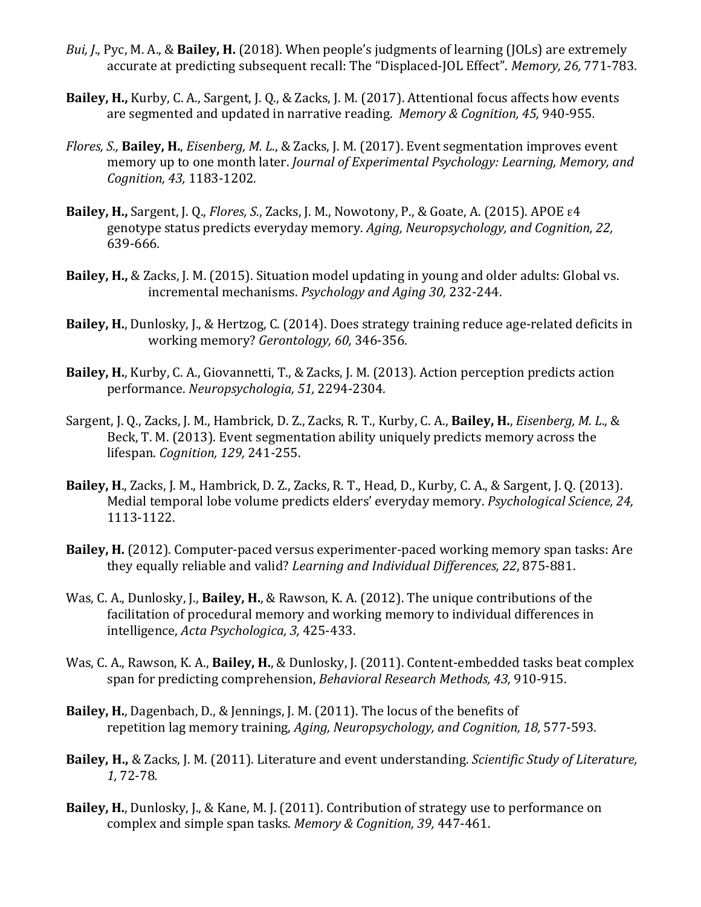*Bui, J*., Pyc, M. A., & **Bailey, H.** (2018). When people's judgments of learning (JOLs) are extremely accurate at predicting subsequent recall: The "Displaced-JOL Effect". *Memory, 26,* 771-783*.*

**Bailey, H.,** Kurby, C. A., Sargent, J. Q., & Zacks, J. M. (2017). Attentional focus affects how events are segmented and updated in narrative reading. *Memory & Cognition, 45,* 940-955*.*

*Flores, S.,* **Bailey, H.**, *Eisenberg, M. L.*, & Zacks, J. M. (2017). Event segmentation improves event memory up to one month later. *Journal of Experimental Psychology: Learning, Memory, and Cognition, 43,* 1183-1202*.*

**Bailey, H.,** Sargent, J. Q., *Flores, S.*, Zacks, J. M., Nowotony, P., & Goate, A. (2015). APOE ε4 genotype status predicts everyday memory. *Aging, Neuropsychology, and Cognition, 22,* 639-666*.*

**Bailey, H.,** & Zacks, J. M. (2015). Situation model updating in young and older adults: Global vs. incremental mechanisms. *Psychology and Aging 30,* 232-244.

**Bailey, H.**, Dunlosky, J., & Hertzog, C. (2014). Does strategy training reduce age-related deficits in working memory? *Gerontology, 60,* 346-356*.*

**Bailey, H.**, Kurby, C. A., Giovannetti, T., & Zacks, J. M. (2013). Action perception predicts action performance. *Neuropsychologia, 51,* 2294-2304*.*

Sargent, J. Q., Zacks, J. M., Hambrick, D. Z., Zacks, R. T., Kurby, C. A., **Bailey, H.**, *Eisenberg, M. L*., & Beck, T. M. (2013). Event segmentation ability uniquely predicts memory across the lifespan. *Cognition, 129,* 241-255.

**Bailey, H**., Zacks, J. M., Hambrick, D. Z., Zacks, R. T., Head, D., Kurby, C. A., & Sargent, J. Q. (2013). Medial temporal lobe volume predicts elders' everyday memory. *Psychological Science, 24,* 1113-1122.

**Bailey, H.** (2012). Computer-paced versus experimenter-paced working memory span tasks: Are they equally reliable and valid? *Learning and Individual Differences, 22*, 875-881.

Was, C. A., Dunlosky, J., **Bailey, H.**, & Rawson, K. A. (2012). The unique contributions of the facilitation of procedural memory and working memory to individual differences in intelligence, *Acta Psychologica, 3,* 425-433.

Was, C. A., Rawson, K. A., **Bailey, H.**, & Dunlosky, J. (2011). Content-embedded tasks beat complex span for predicting comprehension, *Behavioral Research Methods, 43,* 910-915.

**Bailey, H.**, Dagenbach, D., & Jennings, J. M. (2011). The locus of the benefits of repetition lag memory training, *Aging, Neuropsychology, and Cognition, 18,* 577-593.

**Bailey, H.,** & Zacks, J. M. (2011). Literature and event understanding. *Scientific Study of Literature, 1,* 72-78*.*

**Bailey, H.**, Dunlosky, J., & Kane, M. J. (2011). Contribution of strategy use to performance on complex and simple span tasks. *Memory & Cognition, 39,* 447-461.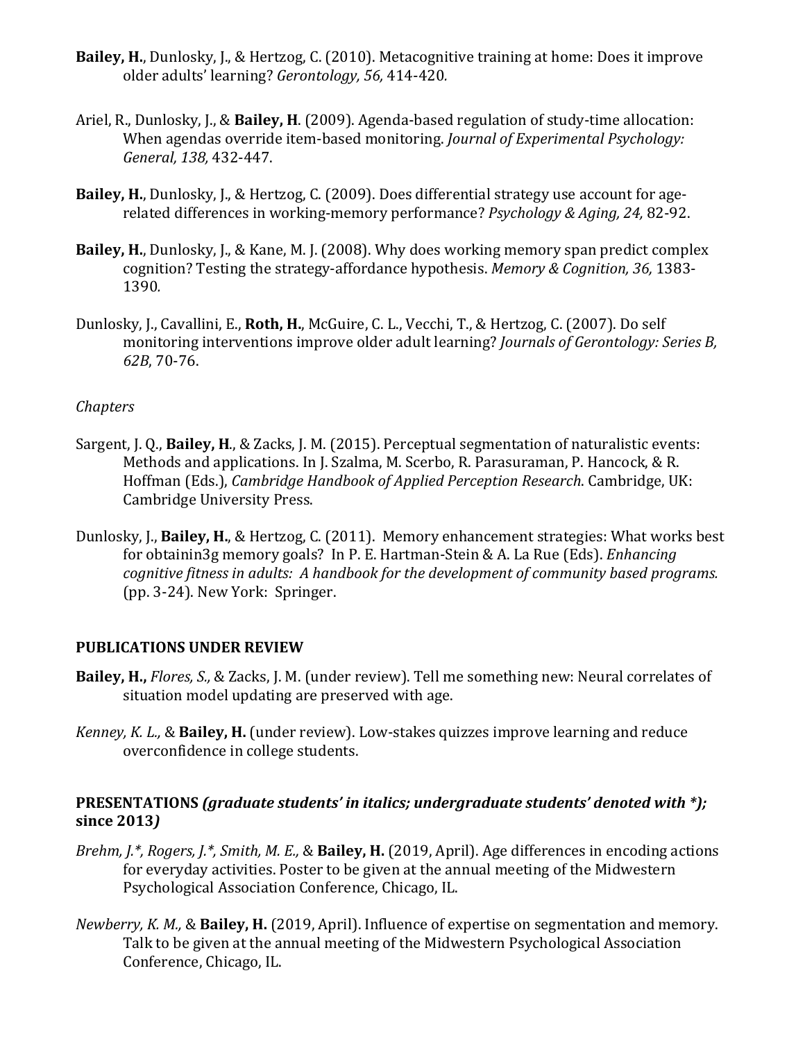**Bailey, H.**, Dunlosky, J., & Hertzog, C. (2010). Metacognitive training at home: Does it improve older adults' learning? *Gerontology, 56,* 414-420*.*

Ariel, R., Dunlosky, J., & **Bailey, H**. (2009). Agenda-based regulation of study-time allocation: When agendas override item-based monitoring. *Journal of Experimental Psychology: General, 138,* 432-447.

**Bailey, H.**, Dunlosky, J., & Hertzog, C. (2009). Does differential strategy use account for age-related differences in working-memory performance? *Psychology & Aging, 24,* 82-92.

**Bailey, H.**, Dunlosky, J., & Kane, M. J. (2008). Why does working memory span predict complex cognition? Testing the strategy-affordance hypothesis. *Memory & Cognition, 36,* 1383-1390*.*

Dunlosky, J., Cavallini, E., **Roth, H.**, McGuire, C. L., Vecchi, T., & Hertzog, C. (2007). Do self monitoring interventions improve older adult learning? *Journals of Gerontology: Series B, 62B*, 70-76.

*Chapters*

Sargent, J. Q., **Bailey, H**., & Zacks, J. M. (2015). Perceptual segmentation of naturalistic events: Methods and applications. In J. Szalma, M. Scerbo, R. Parasuraman, P. Hancock, & R. Hoffman (Eds.), *Cambridge Handbook of Applied Perception Research*. Cambridge, UK: Cambridge University Press.

Dunlosky, J., **Bailey, H.**, & Hertzog, C. (2011). Memory enhancement strategies: What works best for obtainin3g memory goals? In P. E. Hartman-Stein & A. La Rue (Eds). *Enhancing cognitive fitness in adults: A handbook for the development of community based programs.* (pp. 3-24). New York: Springer.

## PUBLICATIONS UNDER REVIEW

**Bailey, H.,** *Flores, S.,* & Zacks, J. M. (under review). Tell me something new: Neural correlates of situation model updating are preserved with age.

*Kenney, K. L.,* & **Bailey, H.** (under review). Low-stakes quizzes improve learning and reduce overconfidence in college students.

## PRESENTATIONS *(graduate students' in italics; undergraduate students' denoted with *); since 2013)*

*Brehm, J.*, Rogers, J.*, Smith, M. E.,* & **Bailey, H.** (2019, April). Age differences in encoding actions for everyday activities. Poster to be given at the annual meeting of the Midwestern Psychological Association Conference, Chicago, IL.

*Newberry, K. M.,* & **Bailey, H.** (2019, April). Influence of expertise on segmentation and memory. Talk to be given at the annual meeting of the Midwestern Psychological Association Conference, Chicago, IL.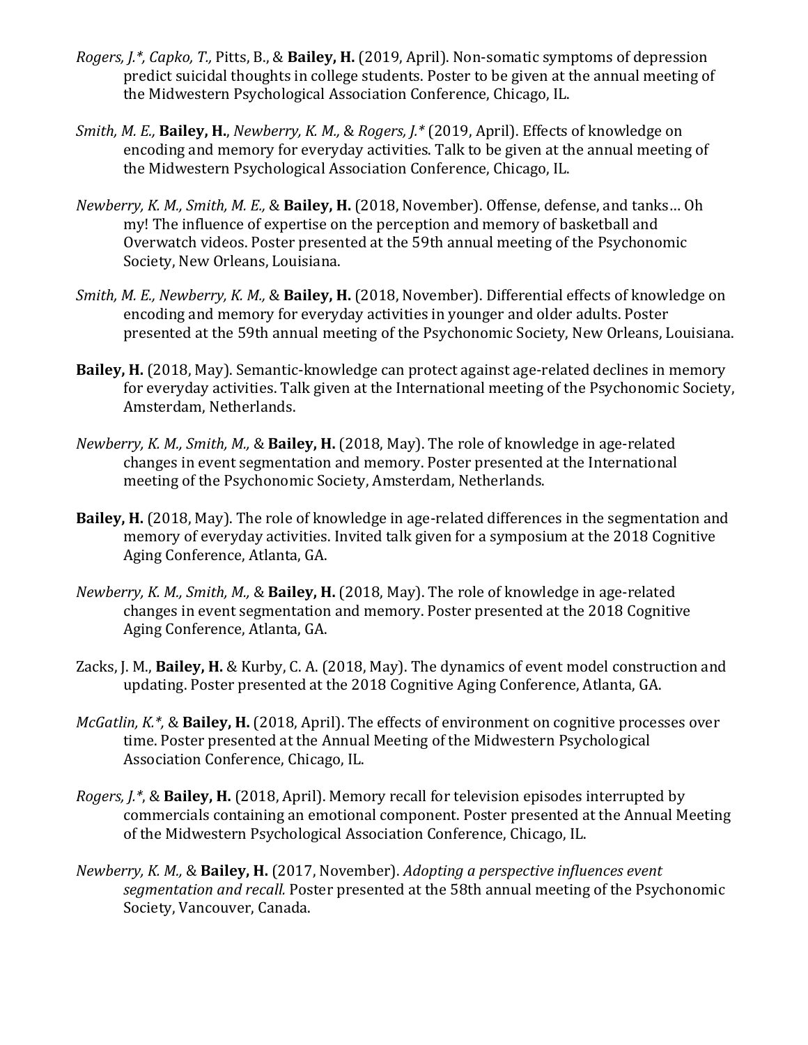*Rogers, J.*, Capko, T.,* Pitts, B., & **Bailey, H.** (2019, April). Non-somatic symptoms of depression predict suicidal thoughts in college students. Poster to be given at the annual meeting of the Midwestern Psychological Association Conference, Chicago, IL.

*Smith, M. E.,* **Bailey, H.**, *Newberry, K. M.,* & *Rogers, J.** (2019, April). Effects of knowledge on encoding and memory for everyday activities. Talk to be given at the annual meeting of the Midwestern Psychological Association Conference, Chicago, IL.

*Newberry, K. M., Smith, M. E.,* & **Bailey, H.** (2018, November). Offense, defense, and tanks… Oh my! The influence of expertise on the perception and memory of basketball and Overwatch videos. Poster presented at the 59th annual meeting of the Psychonomic Society, New Orleans, Louisiana.

*Smith, M. E., Newberry, K. M.,* & **Bailey, H.** (2018, November). Differential effects of knowledge on encoding and memory for everyday activities in younger and older adults. Poster presented at the 59th annual meeting of the Psychonomic Society, New Orleans, Louisiana.

**Bailey, H.** (2018, May). Semantic-knowledge can protect against age-related declines in memory for everyday activities. Talk given at the International meeting of the Psychonomic Society, Amsterdam, Netherlands.

*Newberry, K. M., Smith, M.,* & **Bailey, H.** (2018, May). The role of knowledge in age-related changes in event segmentation and memory. Poster presented at the International meeting of the Psychonomic Society, Amsterdam, Netherlands.

**Bailey, H.** (2018, May). The role of knowledge in age-related differences in the segmentation and memory of everyday activities. Invited talk given for a symposium at the 2018 Cognitive Aging Conference, Atlanta, GA.

*Newberry, K. M., Smith, M.,* & **Bailey, H.** (2018, May). The role of knowledge in age-related changes in event segmentation and memory. Poster presented at the 2018 Cognitive Aging Conference, Atlanta, GA.

Zacks, J. M., **Bailey, H.** & Kurby, C. A. (2018, May). The dynamics of event model construction and updating. Poster presented at the 2018 Cognitive Aging Conference, Atlanta, GA.

*McGatlin, K.*,* & **Bailey, H.** (2018, April). The effects of environment on cognitive processes over time. Poster presented at the Annual Meeting of the Midwestern Psychological Association Conference, Chicago, IL.

*Rogers, J.**, & **Bailey, H.** (2018, April). Memory recall for television episodes interrupted by commercials containing an emotional component. Poster presented at the Annual Meeting of the Midwestern Psychological Association Conference, Chicago, IL.

*Newberry, K. M.,* & **Bailey, H.** (2017, November). *Adopting a perspective influences event segmentation and recall.* Poster presented at the 58th annual meeting of the Psychonomic Society, Vancouver, Canada.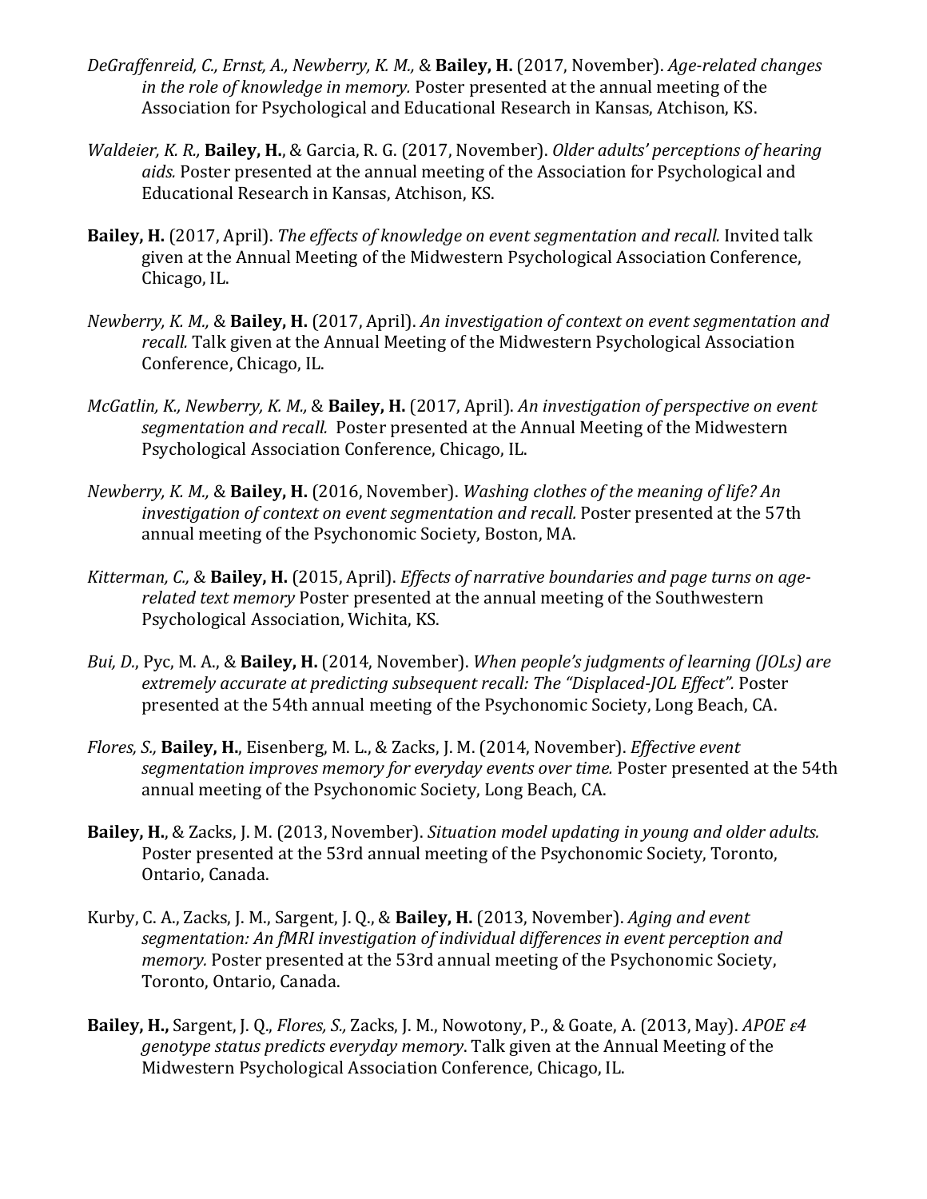*DeGraffenreid, C., Ernst, A., Newberry, K. M.,* & **Bailey, H.** (2017, November). *Age-related changes in the role of knowledge in memory.* Poster presented at the annual meeting of the Association for Psychological and Educational Research in Kansas, Atchison, KS.

*Waldeier, K. R.,* **Bailey, H.**, & Garcia, R. G. (2017, November). *Older adults' perceptions of hearing aids.* Poster presented at the annual meeting of the Association for Psychological and Educational Research in Kansas, Atchison, KS.

**Bailey, H.** (2017, April). *The effects of knowledge on event segmentation and recall.* Invited talk given at the Annual Meeting of the Midwestern Psychological Association Conference, Chicago, IL.

*Newberry, K. M.,* & **Bailey, H.** (2017, April). *An investigation of context on event segmentation and recall.* Talk given at the Annual Meeting of the Midwestern Psychological Association Conference, Chicago, IL.

*McGatlin, K., Newberry, K. M.,* & **Bailey, H.** (2017, April). *An investigation of perspective on event segmentation and recall.* Poster presented at the Annual Meeting of the Midwestern Psychological Association Conference, Chicago, IL.

*Newberry, K. M.,* & **Bailey, H.** (2016, November). *Washing clothes of the meaning of life? An investigation of context on event segmentation and recall.* Poster presented at the 57th annual meeting of the Psychonomic Society, Boston, MA.

*Kitterman, C.,* & **Bailey, H.** (2015, April). *Effects of narrative boundaries and page turns on age-related text memory* Poster presented at the annual meeting of the Southwestern Psychological Association, Wichita, KS.

*Bui, D.*, Pyc, M. A., & **Bailey, H.** (2014, November). *When people's judgments of learning (JOLs) are extremely accurate at predicting subsequent recall: The "Displaced-JOL Effect".* Poster presented at the 54th annual meeting of the Psychonomic Society, Long Beach, CA.

*Flores, S.,* **Bailey, H.**, Eisenberg, M. L., & Zacks, J. M. (2014, November). *Effective event segmentation improves memory for everyday events over time.* Poster presented at the 54th annual meeting of the Psychonomic Society, Long Beach, CA.

**Bailey, H.**, & Zacks, J. M. (2013, November). *Situation model updating in young and older adults.* Poster presented at the 53rd annual meeting of the Psychonomic Society, Toronto, Ontario, Canada.

Kurby, C. A., Zacks, J. M., Sargent, J. Q., & **Bailey, H.** (2013, November). *Aging and event segmentation: An fMRI investigation of individual differences in event perception and memory.* Poster presented at the 53rd annual meeting of the Psychonomic Society, Toronto, Ontario, Canada.

**Bailey, H.,** Sargent, J. Q., *Flores, S.,* Zacks, J. M., Nowotony, P., & Goate, A. (2013, May). *APOE ε4 genotype status predicts everyday memory*. Talk given at the Annual Meeting of the Midwestern Psychological Association Conference, Chicago, IL.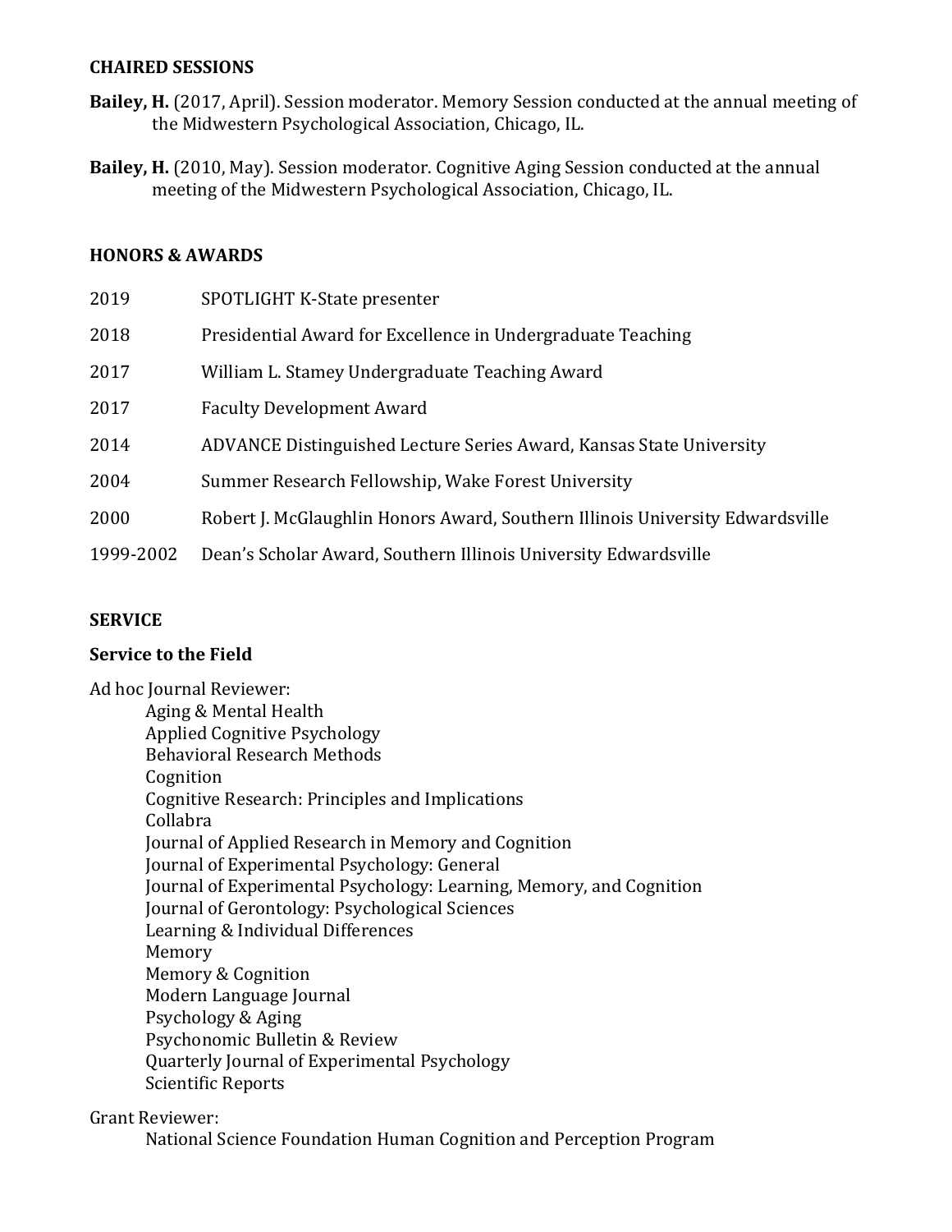## CHAIRED SESSIONS

**Bailey, H.** (2017, April). Session moderator. Memory Session conducted at the annual meeting of the Midwestern Psychological Association, Chicago, IL.

**Bailey, H.** (2010, May). Session moderator. Cognitive Aging Session conducted at the annual meeting of the Midwestern Psychological Association, Chicago, IL.

## HONORS & AWARDS

| | |
|---|---|
| 2019 | SPOTLIGHT K-State presenter |
| 2018 | Presidential Award for Excellence in Undergraduate Teaching |
| 2017 | William L. Stamey Undergraduate Teaching Award |
| 2017 | Faculty Development Award |
| 2014 | ADVANCE Distinguished Lecture Series Award, Kansas State University |
| 2004 | Summer Research Fellowship, Wake Forest University |
| 2000 | Robert J. McGlaughlin Honors Award, Southern Illinois University Edwardsville |
| 1999-2002 | Dean's Scholar Award, Southern Illinois University Edwardsville |

## SERVICE

### Service to the Field

Ad hoc Journal Reviewer:

- Aging & Mental Health
- Applied Cognitive Psychology
- Behavioral Research Methods
- Cognition
- Cognitive Research: Principles and Implications
- Collabra
- Journal of Applied Research in Memory and Cognition
- Journal of Experimental Psychology: General
- Journal of Experimental Psychology: Learning, Memory, and Cognition
- Journal of Gerontology: Psychological Sciences
- Learning & Individual Differences
- Memory
- Memory & Cognition
- Modern Language Journal
- Psychology & Aging
- Psychonomic Bulletin & Review
- Quarterly Journal of Experimental Psychology
- Scientific Reports

Grant Reviewer:

- National Science Foundation Human Cognition and Perception Program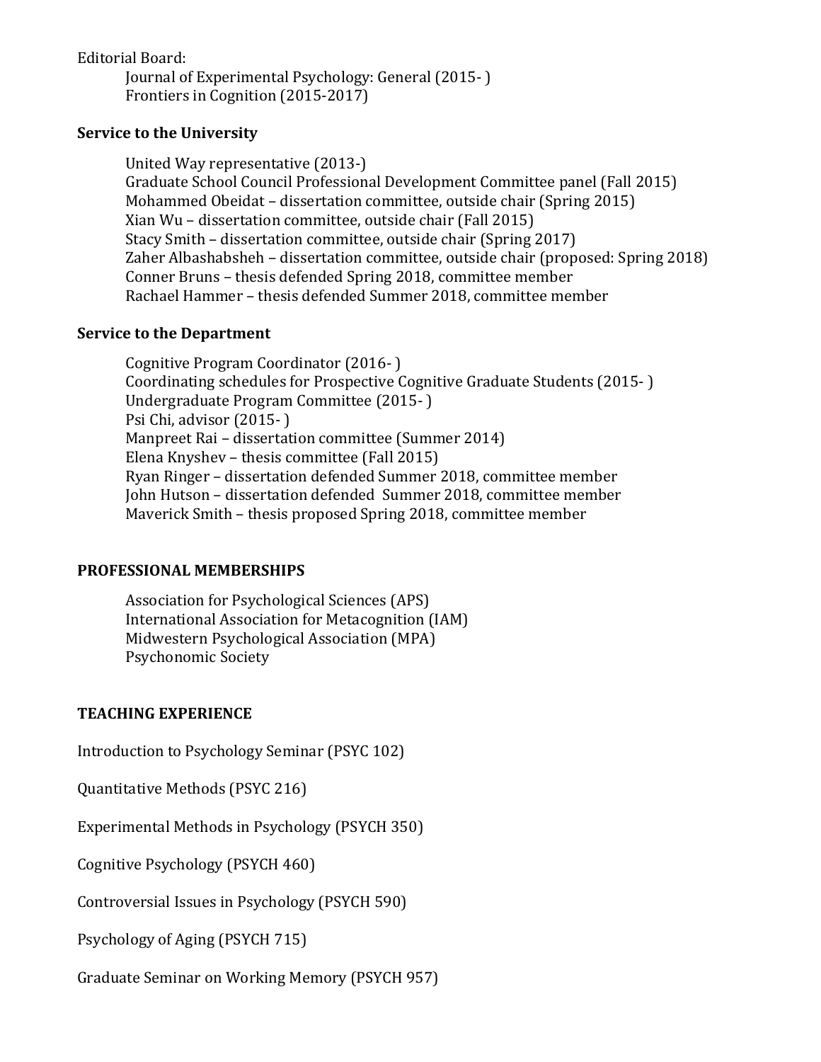Editorial Board:

- Journal of Experimental Psychology: General (2015- )
- Frontiers in Cognition (2015-2017)

### Service to the University

- United Way representative (2013-)
- Graduate School Council Professional Development Committee panel (Fall 2015)
- Mohammed Obeidat – dissertation committee, outside chair (Spring 2015)
- Xian Wu – dissertation committee, outside chair (Fall 2015)
- Stacy Smith – dissertation committee, outside chair (Spring 2017)
- Zaher Albashabsheh – dissertation committee, outside chair (proposed: Spring 2018)
- Conner Bruns – thesis defended Spring 2018, committee member
- Rachael Hammer – thesis defended Summer 2018, committee member

### Service to the Department

- Cognitive Program Coordinator (2016- )
- Coordinating schedules for Prospective Cognitive Graduate Students (2015- )
- Undergraduate Program Committee (2015- )
- Psi Chi, advisor (2015- )
- Manpreet Rai – dissertation committee (Summer 2014)
- Elena Knyshev – thesis committee (Fall 2015)
- Ryan Ringer – dissertation defended Summer 2018, committee member
- John Hutson – dissertation defended Summer 2018, committee member
- Maverick Smith – thesis proposed Spring 2018, committee member

## PROFESSIONAL MEMBERSHIPS

- Association for Psychological Sciences (APS)
- International Association for Metacognition (IAM)
- Midwestern Psychological Association (MPA)
- Psychonomic Society

## TEACHING EXPERIENCE

Introduction to Psychology Seminar (PSYC 102)

Quantitative Methods (PSYC 216)

Experimental Methods in Psychology (PSYCH 350)

Cognitive Psychology (PSYCH 460)

Controversial Issues in Psychology (PSYCH 590)

Psychology of Aging (PSYCH 715)

Graduate Seminar on Working Memory (PSYCH 957)